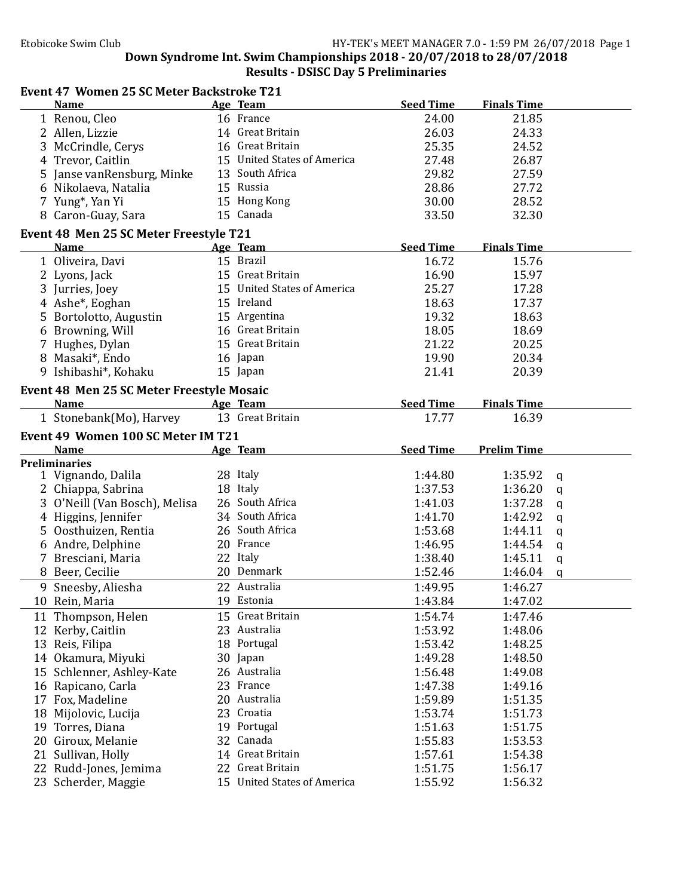Etobicoke Swim Club

## Down Syndrome Int. Swim Championships 2018 - 20/07/2018 to 28/07/2018

## Results - DSISC Day 5 Preliminaries

### Event 47 Women 25 SC Meter Backstroke T21

| | Name | Age | Team | Seed Time | Finals Time |
|---|---|---|---|---|---|
| 1 | Renou, Cleo | 16 | France | 24.00 | 21.85 |
| 2 | Allen, Lizzie | 14 | Great Britain | 26.03 | 24.33 |
| 3 | McCrindle, Cerys | 16 | Great Britain | 25.35 | 24.52 |
| 4 | Trevor, Caitlin | 15 | United States of America | 27.48 | 26.87 |
| 5 | Janse vanRensburg, Minke | 13 | South Africa | 29.82 | 27.59 |
| 6 | Nikolaeva, Natalia | 15 | Russia | 28.86 | 27.72 |
| 7 | Yung*, Yan Yi | 15 | Hong Kong | 30.00 | 28.52 |
| 8 | Caron-Guay, Sara | 15 | Canada | 33.50 | 32.30 |

### Event 48 Men 25 SC Meter Freestyle T21

| | Name | Age | Team | Seed Time | Finals Time |
|---|---|---|---|---|---|
| 1 | Oliveira, Davi | 15 | Brazil | 16.72 | 15.76 |
| 2 | Lyons, Jack | 15 | Great Britain | 16.90 | 15.97 |
| 3 | Jurries, Joey | 15 | United States of America | 25.27 | 17.28 |
| 4 | Ashe*, Eoghan | 15 | Ireland | 18.63 | 17.37 |
| 5 | Bortolotto, Augustin | 15 | Argentina | 19.32 | 18.63 |
| 6 | Browning, Will | 16 | Great Britain | 18.05 | 18.69 |
| 7 | Hughes, Dylan | 15 | Great Britain | 21.22 | 20.25 |
| 8 | Masaki*, Endo | 16 | Japan | 19.90 | 20.34 |
| 9 | Ishibashi*, Kohaku | 15 | Japan | 21.41 | 20.39 |

### Event 48 Men 25 SC Meter Freestyle Mosaic

| | Name | Age | Team | Seed Time | Finals Time |
|---|---|---|---|---|---|
| 1 | Stonebank(Mo), Harvey | 13 | Great Britain | 17.77 | 16.39 |

### Event 49 Women 100 SC Meter IM T21

**Preliminaries**

| | Name | Age | Team | Seed Time | Prelim Time | |
|---|---|---|---|---|---|---|
| 1 | Vignando, Dalila | 28 | Italy | 1:44.80 | 1:35.92 | q |
| 2 | Chiappa, Sabrina | 18 | Italy | 1:37.53 | 1:36.20 | q |
| 3 | O'Neill (Van Bosch), Melisa | 26 | South Africa | 1:41.03 | 1:37.28 | q |
| 4 | Higgins, Jennifer | 34 | South Africa | 1:41.70 | 1:42.92 | q |
| 5 | Oosthuizen, Rentia | 26 | South Africa | 1:53.68 | 1:44.11 | q |
| 6 | Andre, Delphine | 20 | France | 1:46.95 | 1:44.54 | q |
| 7 | Bresciani, Maria | 22 | Italy | 1:38.40 | 1:45.11 | q |
| 8 | Beer, Cecilie | 20 | Denmark | 1:52.46 | 1:46.04 | q |
| 9 | Sneesby, Aliesha | 22 | Australia | 1:49.95 | 1:46.27 | |
| 10 | Rein, Maria | 19 | Estonia | 1:43.84 | 1:47.02 | |
| 11 | Thompson, Helen | 15 | Great Britain | 1:54.74 | 1:47.46 | |
| 12 | Kerby, Caitlin | 23 | Australia | 1:53.92 | 1:48.06 | |
| 13 | Reis, Filipa | 18 | Portugal | 1:53.42 | 1:48.25 | |
| 14 | Okamura, Miyuki | 30 | Japan | 1:49.28 | 1:48.50 | |
| 15 | Schlenner, Ashley-Kate | 26 | Australia | 1:56.48 | 1:49.08 | |
| 16 | Rapicano, Carla | 23 | France | 1:47.38 | 1:49.16 | |
| 17 | Fox, Madeline | 20 | Australia | 1:59.89 | 1:51.35 | |
| 18 | Mijolovic, Lucija | 23 | Croatia | 1:53.74 | 1:51.73 | |
| 19 | Torres, Diana | 19 | Portugal | 1:51.63 | 1:51.75 | |
| 20 | Giroux, Melanie | 32 | Canada | 1:55.83 | 1:53.53 | |
| 21 | Sullivan, Holly | 14 | Great Britain | 1:57.61 | 1:54.38 | |
| 22 | Rudd-Jones, Jemima | 22 | Great Britain | 1:51.75 | 1:56.17 | |
| 23 | Scherder, Maggie | 15 | United States of America | 1:55.92 | 1:56.32 | |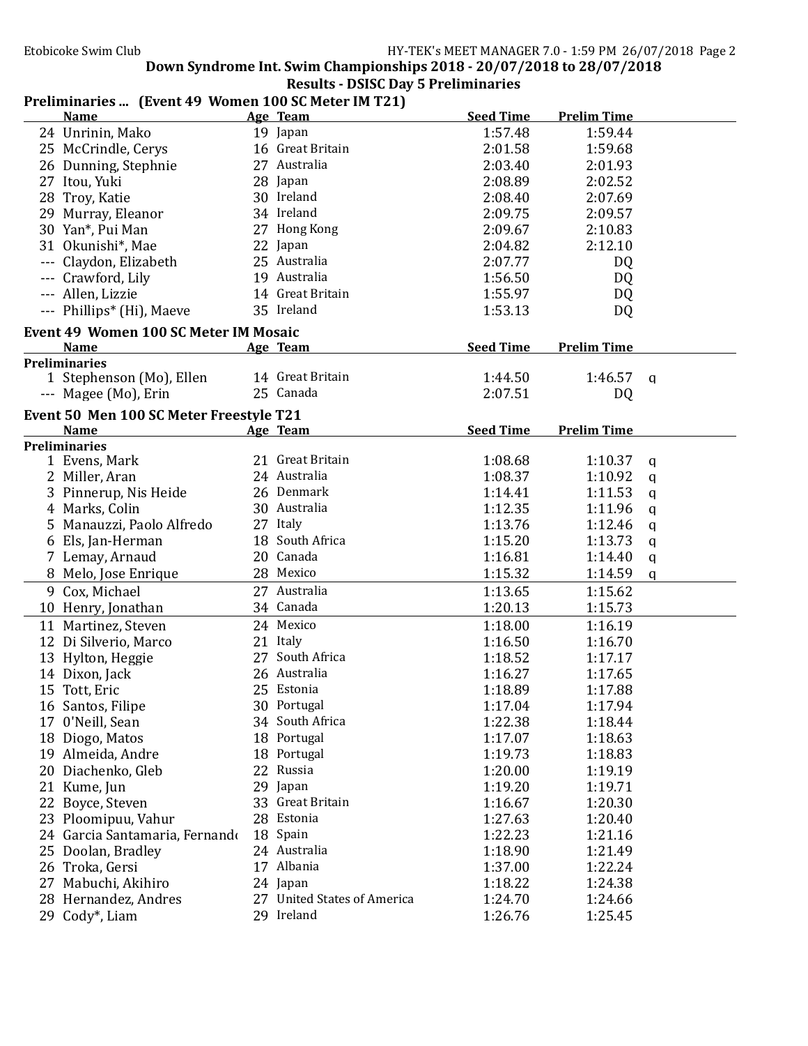## Down Syndrome Int. Swim Championships 2018 - 20/07/2018 to 28/07/2018

### Results - DSISC Day 5 Preliminaries

**Preliminaries ... (Event 49 Women 100 SC Meter IM T21)**

| | Name | Age | Team | Seed Time | Prelim Time | |
|---|---|---|---|---|---|---|
| 24 | Unrinin, Mako | 19 | Japan | 1:57.48 | 1:59.44 | |
| 25 | McCrindle, Cerys | 16 | Great Britain | 2:01.58 | 1:59.68 | |
| 26 | Dunning, Stephnie | 27 | Australia | 2:03.40 | 2:01.93 | |
| 27 | Itou, Yuki | 28 | Japan | 2:08.89 | 2:02.52 | |
| 28 | Troy, Katie | 30 | Ireland | 2:08.40 | 2:07.69 | |
| 29 | Murray, Eleanor | 34 | Ireland | 2:09.75 | 2:09.57 | |
| 30 | Yan*, Pui Man | 27 | Hong Kong | 2:09.67 | 2:10.83 | |
| 31 | Okunishi*, Mae | 22 | Japan | 2:04.82 | 2:12.10 | |
| --- | Claydon, Elizabeth | 25 | Australia | 2:07.77 | DQ | |
| --- | Crawford, Lily | 19 | Australia | 1:56.50 | DQ | |
| --- | Allen, Lizzie | 14 | Great Britain | 1:55.97 | DQ | |
| --- | Phillips* (Hi), Maeve | 35 | Ireland | 1:53.13 | DQ | |

**Event 49 Women 100 SC Meter IM Mosaic**

| | Name | Age | Team | Seed Time | Prelim Time | |
|---|---|---|---|---|---|---|
| **Preliminaries** | | | | | | |
| 1 | Stephenson (Mo), Ellen | 14 | Great Britain | 1:44.50 | 1:46.57 | q |
| --- | Magee (Mo), Erin | 25 | Canada | 2:07.51 | DQ | |

**Event 50 Men 100 SC Meter Freestyle T21**

| | Name | Age | Team | Seed Time | Prelim Time | |
|---|---|---|---|---|---|---|
| **Preliminaries** | | | | | | |
| 1 | Evens, Mark | 21 | Great Britain | 1:08.68 | 1:10.37 | q |
| 2 | Miller, Aran | 24 | Australia | 1:08.37 | 1:10.92 | q |
| 3 | Pinnerup, Nis Heide | 26 | Denmark | 1:14.41 | 1:11.53 | q |
| 4 | Marks, Colin | 30 | Australia | 1:12.35 | 1:11.96 | q |
| 5 | Manauzzi, Paolo Alfredo | 27 | Italy | 1:13.76 | 1:12.46 | q |
| 6 | Els, Jan-Herman | 18 | South Africa | 1:15.20 | 1:13.73 | q |
| 7 | Lemay, Arnaud | 20 | Canada | 1:16.81 | 1:14.40 | q |
| 8 | Melo, Jose Enrique | 28 | Mexico | 1:15.32 | 1:14.59 | q |
| 9 | Cox, Michael | 27 | Australia | 1:13.65 | 1:15.62 | |
| 10 | Henry, Jonathan | 34 | Canada | 1:20.13 | 1:15.73 | |
| 11 | Martinez, Steven | 24 | Mexico | 1:18.00 | 1:16.19 | |
| 12 | Di Silverio, Marco | 21 | Italy | 1:16.50 | 1:16.70 | |
| 13 | Hylton, Heggie | 27 | South Africa | 1:18.52 | 1:17.17 | |
| 14 | Dixon, Jack | 26 | Australia | 1:16.27 | 1:17.65 | |
| 15 | Tott, Eric | 25 | Estonia | 1:18.89 | 1:17.88 | |
| 16 | Santos, Filipe | 30 | Portugal | 1:17.04 | 1:17.94 | |
| 17 | 0'Neill, Sean | 34 | South Africa | 1:22.38 | 1:18.44 | |
| 18 | Diogo, Matos | 18 | Portugal | 1:17.07 | 1:18.63 | |
| 19 | Almeida, Andre | 18 | Portugal | 1:19.73 | 1:18.83 | |
| 20 | Diachenko, Gleb | 22 | Russia | 1:20.00 | 1:19.19 | |
| 21 | Kume, Jun | 29 | Japan | 1:19.20 | 1:19.71 | |
| 22 | Boyce, Steven | 33 | Great Britain | 1:16.67 | 1:20.30 | |
| 23 | Ploomipuu, Vahur | 28 | Estonia | 1:27.63 | 1:20.40 | |
| 24 | Garcia Santamaria, Fernando | 18 | Spain | 1:22.23 | 1:21.16 | |
| 25 | Doolan, Bradley | 24 | Australia | 1:18.90 | 1:21.49 | |
| 26 | Troka, Gersi | 17 | Albania | 1:37.00 | 1:22.24 | |
| 27 | Mabuchi, Akihiro | 24 | Japan | 1:18.22 | 1:24.38 | |
| 28 | Hernandez, Andres | 27 | United States of America | 1:24.70 | 1:24.66 | |
| 29 | Cody*, Liam | 29 | Ireland | 1:26.76 | 1:25.45 | |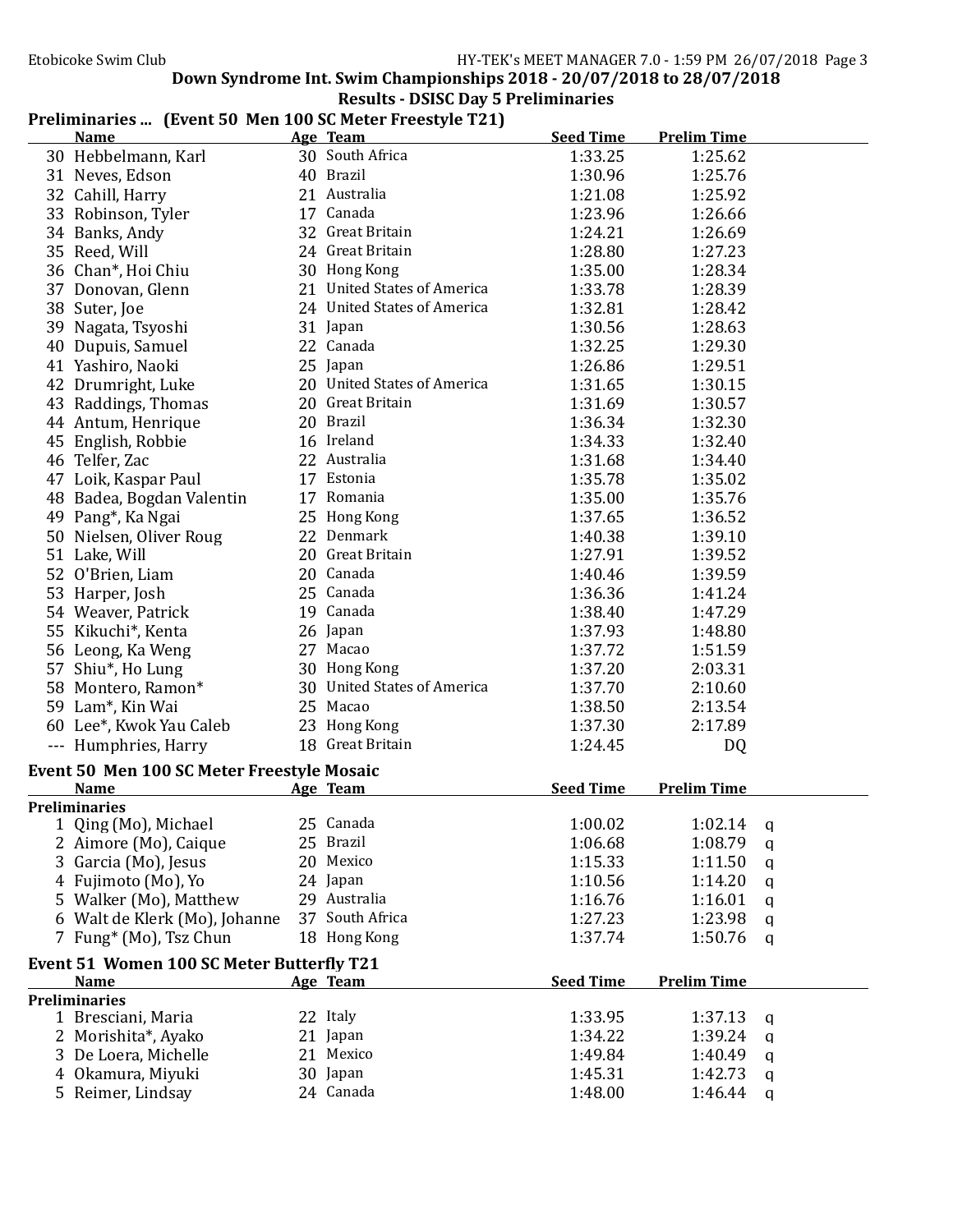# Down Syndrome Int. Swim Championships 2018 - 20/07/2018 to 28/07/2018

## Results - DSISC Day 5 Preliminaries

### Preliminaries ... (Event 50 Men 100 SC Meter Freestyle T21)

| | Name | Age | Team | Seed Time | Prelim Time | |
|---|---|---|---|---|---|---|
| 30 | Hebbelmann, Karl | 30 | South Africa | 1:33.25 | 1:25.62 | |
| 31 | Neves, Edson | 40 | Brazil | 1:30.96 | 1:25.76 | |
| 32 | Cahill, Harry | 21 | Australia | 1:21.08 | 1:25.92 | |
| 33 | Robinson, Tyler | 17 | Canada | 1:23.96 | 1:26.66 | |
| 34 | Banks, Andy | 32 | Great Britain | 1:24.21 | 1:26.69 | |
| 35 | Reed, Will | 24 | Great Britain | 1:28.80 | 1:27.23 | |
| 36 | Chan*, Hoi Chiu | 30 | Hong Kong | 1:35.00 | 1:28.34 | |
| 37 | Donovan, Glenn | 21 | United States of America | 1:33.78 | 1:28.39 | |
| 38 | Suter, Joe | 24 | United States of America | 1:32.81 | 1:28.42 | |
| 39 | Nagata, Tsyoshi | 31 | Japan | 1:30.56 | 1:28.63 | |
| 40 | Dupuis, Samuel | 22 | Canada | 1:32.25 | 1:29.30 | |
| 41 | Yashiro, Naoki | 25 | Japan | 1:26.86 | 1:29.51 | |
| 42 | Drumright, Luke | 20 | United States of America | 1:31.65 | 1:30.15 | |
| 43 | Raddings, Thomas | 20 | Great Britain | 1:31.69 | 1:30.57 | |
| 44 | Antum, Henrique | 20 | Brazil | 1:36.34 | 1:32.30 | |
| 45 | English, Robbie | 16 | Ireland | 1:34.33 | 1:32.40 | |
| 46 | Telfer, Zac | 22 | Australia | 1:31.68 | 1:34.40 | |
| 47 | Loik, Kaspar Paul | 17 | Estonia | 1:35.78 | 1:35.02 | |
| 48 | Badea, Bogdan Valentin | 17 | Romania | 1:35.00 | 1:35.76 | |
| 49 | Pang*, Ka Ngai | 25 | Hong Kong | 1:37.65 | 1:36.52 | |
| 50 | Nielsen, Oliver Roug | 22 | Denmark | 1:40.38 | 1:39.10 | |
| 51 | Lake, Will | 20 | Great Britain | 1:27.91 | 1:39.52 | |
| 52 | O'Brien, Liam | 20 | Canada | 1:40.46 | 1:39.59 | |
| 53 | Harper, Josh | 25 | Canada | 1:36.36 | 1:41.24 | |
| 54 | Weaver, Patrick | 19 | Canada | 1:38.40 | 1:47.29 | |
| 55 | Kikuchi*, Kenta | 26 | Japan | 1:37.93 | 1:48.80 | |
| 56 | Leong, Ka Weng | 27 | Macao | 1:37.72 | 1:51.59 | |
| 57 | Shiu*, Ho Lung | 30 | Hong Kong | 1:37.20 | 2:03.31 | |
| 58 | Montero, Ramon* | 30 | United States of America | 1:37.70 | 2:10.60 | |
| 59 | Lam*, Kin Wai | 25 | Macao | 1:38.50 | 2:13.54 | |
| 60 | Lee*, Kwok Yau Caleb | 23 | Hong Kong | 1:37.30 | 2:17.89 | |
| --- | Humphries, Harry | 18 | Great Britain | 1:24.45 | DQ | |

### Event 50 Men 100 SC Meter Freestyle Mosaic

**Preliminaries**

| | Name | Age | Team | Seed Time | Prelim Time | |
|---|---|---|---|---|---|---|
| 1 | Qing (Mo), Michael | 25 | Canada | 1:00.02 | 1:02.14 | q |
| 2 | Aimore (Mo), Caique | 25 | Brazil | 1:06.68 | 1:08.79 | q |
| 3 | Garcia (Mo), Jesus | 20 | Mexico | 1:15.33 | 1:11.50 | q |
| 4 | Fujimoto (Mo), Yo | 24 | Japan | 1:10.56 | 1:14.20 | q |
| 5 | Walker (Mo), Matthew | 29 | Australia | 1:16.76 | 1:16.01 | q |
| 6 | Walt de Klerk (Mo), Johanne | 37 | South Africa | 1:27.23 | 1:23.98 | q |
| 7 | Fung* (Mo), Tsz Chun | 18 | Hong Kong | 1:37.74 | 1:50.76 | q |

### Event 51 Women 100 SC Meter Butterfly T21

**Preliminaries**

| | Name | Age | Team | Seed Time | Prelim Time | |
|---|---|---|---|---|---|---|
| 1 | Bresciani, Maria | 22 | Italy | 1:33.95 | 1:37.13 | q |
| 2 | Morishita*, Ayako | 21 | Japan | 1:34.22 | 1:39.24 | q |
| 3 | De Loera, Michelle | 21 | Mexico | 1:49.84 | 1:40.49 | q |
| 4 | Okamura, Miyuki | 30 | Japan | 1:45.31 | 1:42.73 | q |
| 5 | Reimer, Lindsay | 24 | Canada | 1:48.00 | 1:46.44 | q |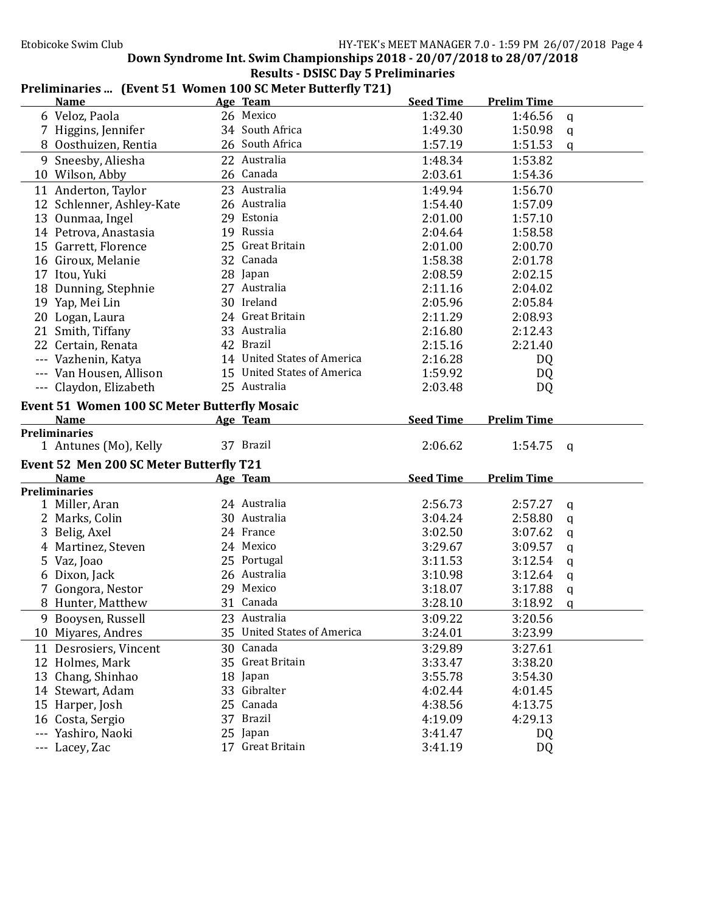**Down Syndrome Int. Swim Championships 2018 - 20/07/2018 to 28/07/2018**

**Results - DSISC Day 5 Preliminaries**

## Preliminaries ... (Event 51 Women 100 SC Meter Butterfly T21)

| | Name | Age | Team | Seed Time | Prelim Time | |
|---|---|---|---|---|---|---|
| 6 | Veloz, Paola | 26 | Mexico | 1:32.40 | 1:46.56 | q |
| 7 | Higgins, Jennifer | 34 | South Africa | 1:49.30 | 1:50.98 | q |
| 8 | Oosthuizen, Rentia | 26 | South Africa | 1:57.19 | 1:51.53 | q |
| 9 | Sneesby, Aliesha | 22 | Australia | 1:48.34 | 1:53.82 | |
| 10 | Wilson, Abby | 26 | Canada | 2:03.61 | 1:54.36 | |
| 11 | Anderton, Taylor | 23 | Australia | 1:49.94 | 1:56.70 | |
| 12 | Schlenner, Ashley-Kate | 26 | Australia | 1:54.40 | 1:57.09 | |
| 13 | Ounmaa, Ingel | 29 | Estonia | 2:01.00 | 1:57.10 | |
| 14 | Petrova, Anastasia | 19 | Russia | 2:04.64 | 1:58.58 | |
| 15 | Garrett, Florence | 25 | Great Britain | 2:01.00 | 2:00.70 | |
| 16 | Giroux, Melanie | 32 | Canada | 1:58.38 | 2:01.78 | |
| 17 | Itou, Yuki | 28 | Japan | 2:08.59 | 2:02.15 | |
| 18 | Dunning, Stephnie | 27 | Australia | 2:11.16 | 2:04.02 | |
| 19 | Yap, Mei Lin | 30 | Ireland | 2:05.96 | 2:05.84 | |
| 20 | Logan, Laura | 24 | Great Britain | 2:11.29 | 2:08.93 | |
| 21 | Smith, Tiffany | 33 | Australia | 2:16.80 | 2:12.43 | |
| 22 | Certain, Renata | 42 | Brazil | 2:15.16 | 2:21.40 | |
| --- | Vazhenin, Katya | 14 | United States of America | 2:16.28 | DQ | |
| --- | Van Housen, Allison | 15 | United States of America | 1:59.92 | DQ | |
| --- | Claydon, Elizabeth | 25 | Australia | 2:03.48 | DQ | |

## Event 51 Women 100 SC Meter Butterfly Mosaic

| | Name | Age | Team | Seed Time | Prelim Time | |
|---|---|---|---|---|---|---|
| **Preliminaries** | | | | | | |
| 1 | Antunes (Mo), Kelly | 37 | Brazil | 2:06.62 | 1:54.75 | q |

## Event 52 Men 200 SC Meter Butterfly T21

| | Name | Age | Team | Seed Time | Prelim Time | |
|---|---|---|---|---|---|---|
| **Preliminaries** | | | | | | |
| 1 | Miller, Aran | 24 | Australia | 2:56.73 | 2:57.27 | q |
| 2 | Marks, Colin | 30 | Australia | 3:04.24 | 2:58.80 | q |
| 3 | Belig, Axel | 24 | France | 3:02.50 | 3:07.62 | q |
| 4 | Martinez, Steven | 24 | Mexico | 3:29.67 | 3:09.57 | q |
| 5 | Vaz, Joao | 25 | Portugal | 3:11.53 | 3:12.54 | q |
| 6 | Dixon, Jack | 26 | Australia | 3:10.98 | 3:12.64 | q |
| 7 | Gongora, Nestor | 29 | Mexico | 3:18.07 | 3:17.88 | q |
| 8 | Hunter, Matthew | 31 | Canada | 3:28.10 | 3:18.92 | q |
| 9 | Booysen, Russell | 23 | Australia | 3:09.22 | 3:20.56 | |
| 10 | Miyares, Andres | 35 | United States of America | 3:24.01 | 3:23.99 | |
| 11 | Desrosiers, Vincent | 30 | Canada | 3:29.89 | 3:27.61 | |
| 12 | Holmes, Mark | 35 | Great Britain | 3:33.47 | 3:38.20 | |
| 13 | Chang, Shinhao | 18 | Japan | 3:55.78 | 3:54.30 | |
| 14 | Stewart, Adam | 33 | Gibralter | 4:02.44 | 4:01.45 | |
| 15 | Harper, Josh | 25 | Canada | 4:38.56 | 4:13.75 | |
| 16 | Costa, Sergio | 37 | Brazil | 4:19.09 | 4:29.13 | |
| --- | Yashiro, Naoki | 25 | Japan | 3:41.47 | DQ | |
| --- | Lacey, Zac | 17 | Great Britain | 3:41.19 | DQ | |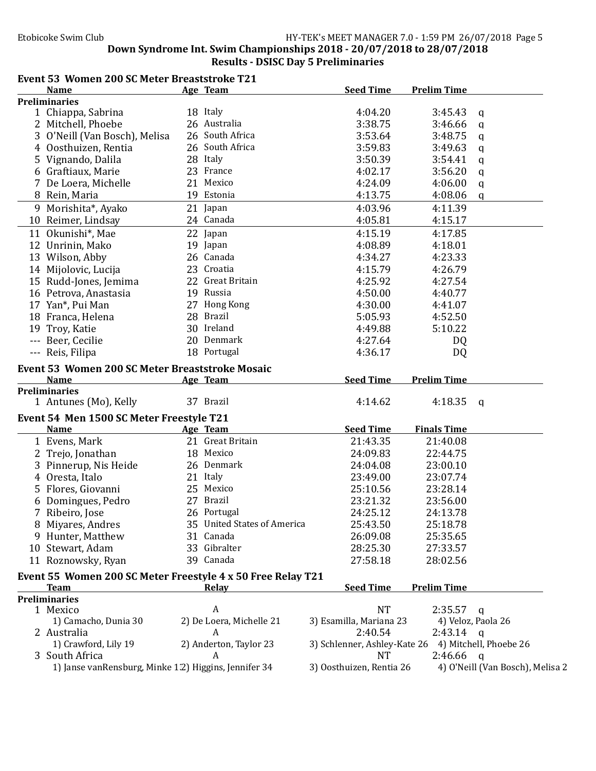## Down Syndrome Int. Swim Championships 2018 - 20/07/2018 to 28/07/2018

## Results - DSISC Day 5 Preliminaries

### Event 53 Women 200 SC Meter Breaststroke T21

| | Name | Age | Team | Seed Time | Prelim Time | |
|---|---|---|---|---|---|---|
| **Preliminaries** | | | | | | |
| 1 | Chiappa, Sabrina | 18 | Italy | 4:04.20 | 3:45.43 | q |
| 2 | Mitchell, Phoebe | 26 | Australia | 3:38.75 | 3:46.66 | q |
| 3 | O'Neill (Van Bosch), Melisa | 26 | South Africa | 3:53.64 | 3:48.75 | q |
| 4 | Oosthuizen, Rentia | 26 | South Africa | 3:59.83 | 3:49.63 | q |
| 5 | Vignando, Dalila | 28 | Italy | 3:50.39 | 3:54.41 | q |
| 6 | Graftiaux, Marie | 23 | France | 4:02.17 | 3:56.20 | q |
| 7 | De Loera, Michelle | 21 | Mexico | 4:24.09 | 4:06.00 | q |
| 8 | Rein, Maria | 19 | Estonia | 4:13.75 | 4:08.06 | q |
| 9 | Morishita*, Ayako | 21 | Japan | 4:03.96 | 4:11.39 | |
| 10 | Reimer, Lindsay | 24 | Canada | 4:05.81 | 4:15.17 | |
| 11 | Okunishi*, Mae | 22 | Japan | 4:15.19 | 4:17.85 | |
| 12 | Unrinin, Mako | 19 | Japan | 4:08.89 | 4:18.01 | |
| 13 | Wilson, Abby | 26 | Canada | 4:34.27 | 4:23.33 | |
| 14 | Mijolovic, Lucija | 23 | Croatia | 4:15.79 | 4:26.79 | |
| 15 | Rudd-Jones, Jemima | 22 | Great Britain | 4:25.92 | 4:27.54 | |
| 16 | Petrova, Anastasia | 19 | Russia | 4:50.00 | 4:40.77 | |
| 17 | Yan*, Pui Man | 27 | Hong Kong | 4:30.00 | 4:41.07 | |
| 18 | Franca, Helena | 28 | Brazil | 5:05.93 | 4:52.50 | |
| 19 | Troy, Katie | 30 | Ireland | 4:49.88 | 5:10.22 | |
| --- | Beer, Cecilie | 20 | Denmark | 4:27.64 | DQ | |
| --- | Reis, Filipa | 18 | Portugal | 4:36.17 | DQ | |

### Event 53 Women 200 SC Meter Breaststroke Mosaic

| | Name | Age | Team | Seed Time | Prelim Time | |
|---|---|---|---|---|---|---|
| **Preliminaries** | | | | | | |
| 1 | Antunes (Mo), Kelly | 37 | Brazil | 4:14.62 | 4:18.35 | q |

### Event 54 Men 1500 SC Meter Freestyle T21

| | Name | Age | Team | Seed Time | Finals Time |
|---|---|---|---|---|---|
| 1 | Evens, Mark | 21 | Great Britain | 21:43.35 | 21:40.08 |
| 2 | Trejo, Jonathan | 18 | Mexico | 24:09.83 | 22:44.75 |
| 3 | Pinnerup, Nis Heide | 26 | Denmark | 24:04.08 | 23:00.10 |
| 4 | Oresta, Italo | 21 | Italy | 23:49.00 | 23:07.74 |
| 5 | Flores, Giovanni | 25 | Mexico | 25:10.56 | 23:28.14 |
| 6 | Domingues, Pedro | 27 | Brazil | 23:21.32 | 23:56.00 |
| 7 | Ribeiro, Jose | 26 | Portugal | 24:25.12 | 24:13.78 |
| 8 | Miyares, Andres | 35 | United States of America | 25:43.50 | 25:18.78 |
| 9 | Hunter, Matthew | 31 | Canada | 26:09.08 | 25:35.65 |
| 10 | Stewart, Adam | 33 | Gibralter | 28:25.30 | 27:33.57 |
| 11 | Roznowsky, Ryan | 39 | Canada | 27:58.18 | 28:02.56 |

### Event 55 Women 200 SC Meter Freestyle 4 x 50 Free Relay T21

| | Team | Relay | Seed Time | Prelim Time | |
|---|---|---|---|---|---|
| **Preliminaries** | | | | | |
| 1 | Mexico | A | NT | 2:35.57 | q |
| | 1) Camacho, Dunia 30 | 2) De Loera, Michelle 21 | 3) Esamilla, Mariana 23 | 4) Veloz, Paola 26 | |
| 2 | Australia | A | 2:40.54 | 2:43.14 | q |
| | 1) Crawford, Lily 19 | 2) Anderton, Taylor 23 | 3) Schlenner, Ashley-Kate 26 | 4) Mitchell, Phoebe 26 | |
| 3 | South Africa | A | NT | 2:46.66 | q |
| | 1) Janse vanRensburg, Minke 1: | 2) Higgins, Jennifer 34 | 3) Oosthuizen, Rentia 26 | 4) O'Neill (Van Bosch), Melisa 2 | |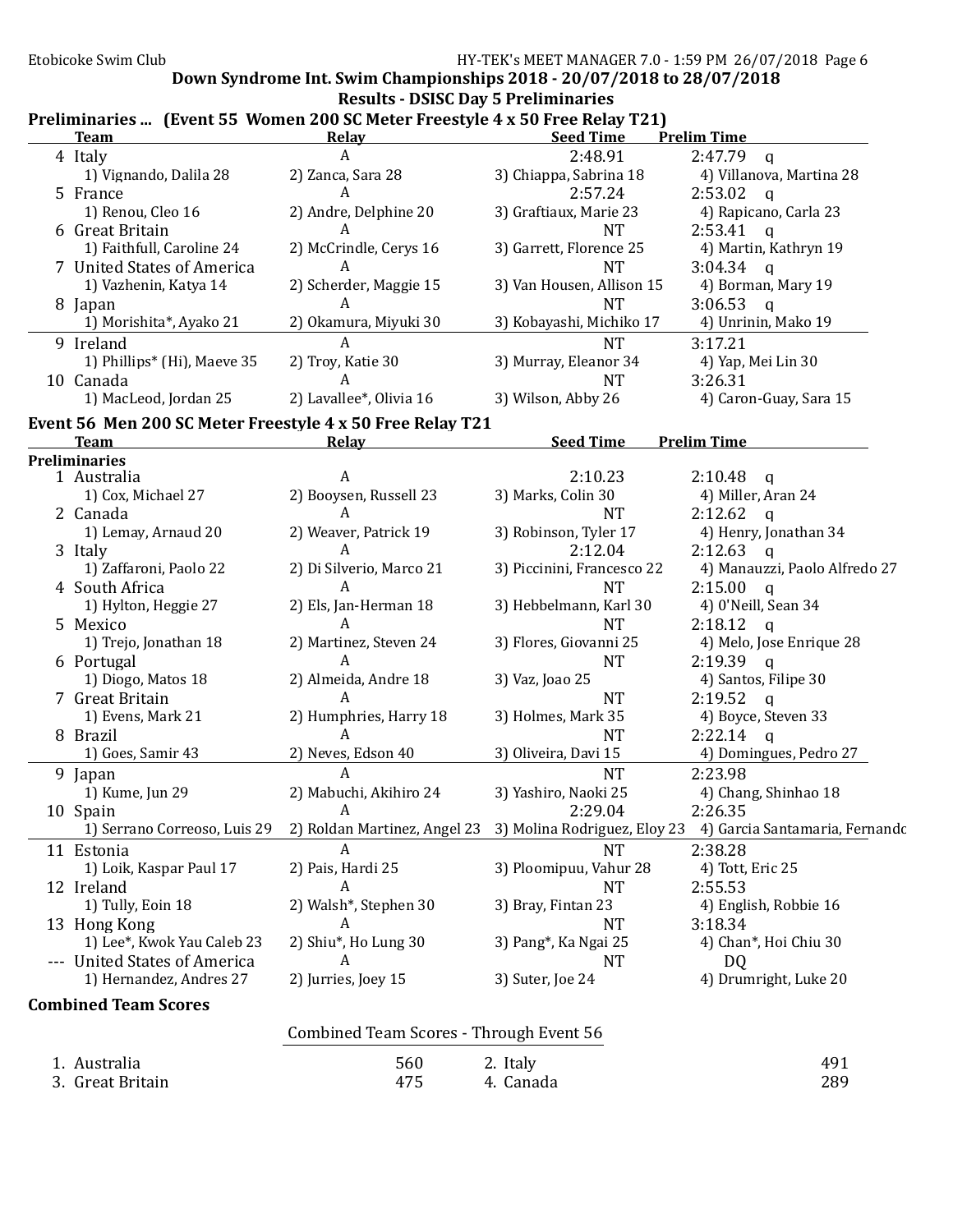## Down Syndrome Int. Swim Championships 2018 - 20/07/2018 to 28/07/2018

### Results - DSISC Day 5 Preliminaries

**Preliminaries ... (Event 55 Women 200 SC Meter Freestyle 4 x 50 Free Relay T21)**

| Team | Relay | Seed Time | Prelim Time |
|---|---|---|---|
| 4 Italy | A | 2:48.91 | 2:47.79 q |
| 1) Vignando, Dalila 28 | 2) Zanca, Sara 28 | 3) Chiappa, Sabrina 18 | 4) Villanova, Martina 28 |
| 5 France | A | 2:57.24 | 2:53.02 q |
| 1) Renou, Cleo 16 | 2) Andre, Delphine 20 | 3) Graftiaux, Marie 23 | 4) Rapicano, Carla 23 |
| 6 Great Britain | A | NT | 2:53.41 q |
| 1) Faithfull, Caroline 24 | 2) McCrindle, Cerys 16 | 3) Garrett, Florence 25 | 4) Martin, Kathryn 19 |
| 7 United States of America | A | NT | 3:04.34 q |
| 1) Vazhenin, Katya 14 | 2) Scherder, Maggie 15 | 3) Van Housen, Allison 15 | 4) Borman, Mary 19 |
| 8 Japan | A | NT | 3:06.53 q |
| 1) Morishita*, Ayako 21 | 2) Okamura, Miyuki 30 | 3) Kobayashi, Michiko 17 | 4) Unrinin, Mako 19 |
| 9 Ireland | A | NT | 3:17.21 |
| 1) Phillips* (Hi), Maeve 35 | 2) Troy, Katie 30 | 3) Murray, Eleanor 34 | 4) Yap, Mei Lin 30 |
| 10 Canada | A | NT | 3:26.31 |
| 1) MacLeod, Jordan 25 | 2) Lavallee*, Olivia 16 | 3) Wilson, Abby 26 | 4) Caron-Guay, Sara 15 |

**Event 56 Men 200 SC Meter Freestyle 4 x 50 Free Relay T21**

| Team | Relay | Seed Time | Prelim Time |
|---|---|---|---|
| **Preliminaries** | | | |
| 1 Australia | A | 2:10.23 | 2:10.48 q |
| 1) Cox, Michael 27 | 2) Booysen, Russell 23 | 3) Marks, Colin 30 | 4) Miller, Aran 24 |
| 2 Canada | A | NT | 2:12.62 q |
| 1) Lemay, Arnaud 20 | 2) Weaver, Patrick 19 | 3) Robinson, Tyler 17 | 4) Henry, Jonathan 34 |
| 3 Italy | A | 2:12.04 | 2:12.63 q |
| 1) Zaffaroni, Paolo 22 | 2) Di Silverio, Marco 21 | 3) Piccinini, Francesco 22 | 4) Manauzzi, Paolo Alfredo 27 |
| 4 South Africa | A | NT | 2:15.00 q |
| 1) Hylton, Heggie 27 | 2) Els, Jan-Herman 18 | 3) Hebbelmann, Karl 30 | 4) O'Neill, Sean 34 |
| 5 Mexico | A | NT | 2:18.12 q |
| 1) Trejo, Jonathan 18 | 2) Martinez, Steven 24 | 3) Flores, Giovanni 25 | 4) Melo, Jose Enrique 28 |
| 6 Portugal | A | NT | 2:19.39 q |
| 1) Diogo, Matos 18 | 2) Almeida, Andre 18 | 3) Vaz, Joao 25 | 4) Santos, Filipe 30 |
| 7 Great Britain | A | NT | 2:19.52 q |
| 1) Evens, Mark 21 | 2) Humphries, Harry 18 | 3) Holmes, Mark 35 | 4) Boyce, Steven 33 |
| 8 Brazil | A | NT | 2:22.14 q |
| 1) Goes, Samir 43 | 2) Neves, Edson 40 | 3) Oliveira, Davi 15 | 4) Domingues, Pedro 27 |
| 9 Japan | A | NT | 2:23.98 |
| 1) Kume, Jun 29 | 2) Mabuchi, Akihiro 24 | 3) Yashiro, Naoki 25 | 4) Chang, Shinhao 18 |
| 10 Spain | A | 2:29.04 | 2:26.35 |
| 1) Serrano Correoso, Luis 29 | 2) Roldan Martinez, Angel 23 | 3) Molina Rodriguez, Eloy 23 | 4) Garcia Santamaria, Fernando |
| 11 Estonia | A | NT | 2:38.28 |
| 1) Loik, Kaspar Paul 17 | 2) Pais, Hardi 25 | 3) Ploomipuu, Vahur 28 | 4) Tott, Eric 25 |
| 12 Ireland | A | NT | 2:55.53 |
| 1) Tully, Eoin 18 | 2) Walsh*, Stephen 30 | 3) Bray, Fintan 23 | 4) English, Robbie 16 |
| 13 Hong Kong | A | NT | 3:18.34 |
| 1) Lee*, Kwok Yau Caleb 23 | 2) Shiu*, Ho Lung 30 | 3) Pang*, Ka Ngai 25 | 4) Chan*, Hoi Chiu 30 |
| --- United States of America | A | NT | DQ |
| 1) Hernandez, Andres 27 | 2) Jurries, Joey 15 | 3) Suter, Joe 24 | 4) Drumright, Luke 20 |

**Combined Team Scores**

Combined Team Scores - Through Event 56

| Rank | Team | Score | Rank | Team | Score |
|---|---|---|---|---|---|
| 1. | Australia | 560 | 2. | Italy | 491 |
| 3. | Great Britain | 475 | 4. | Canada | 289 |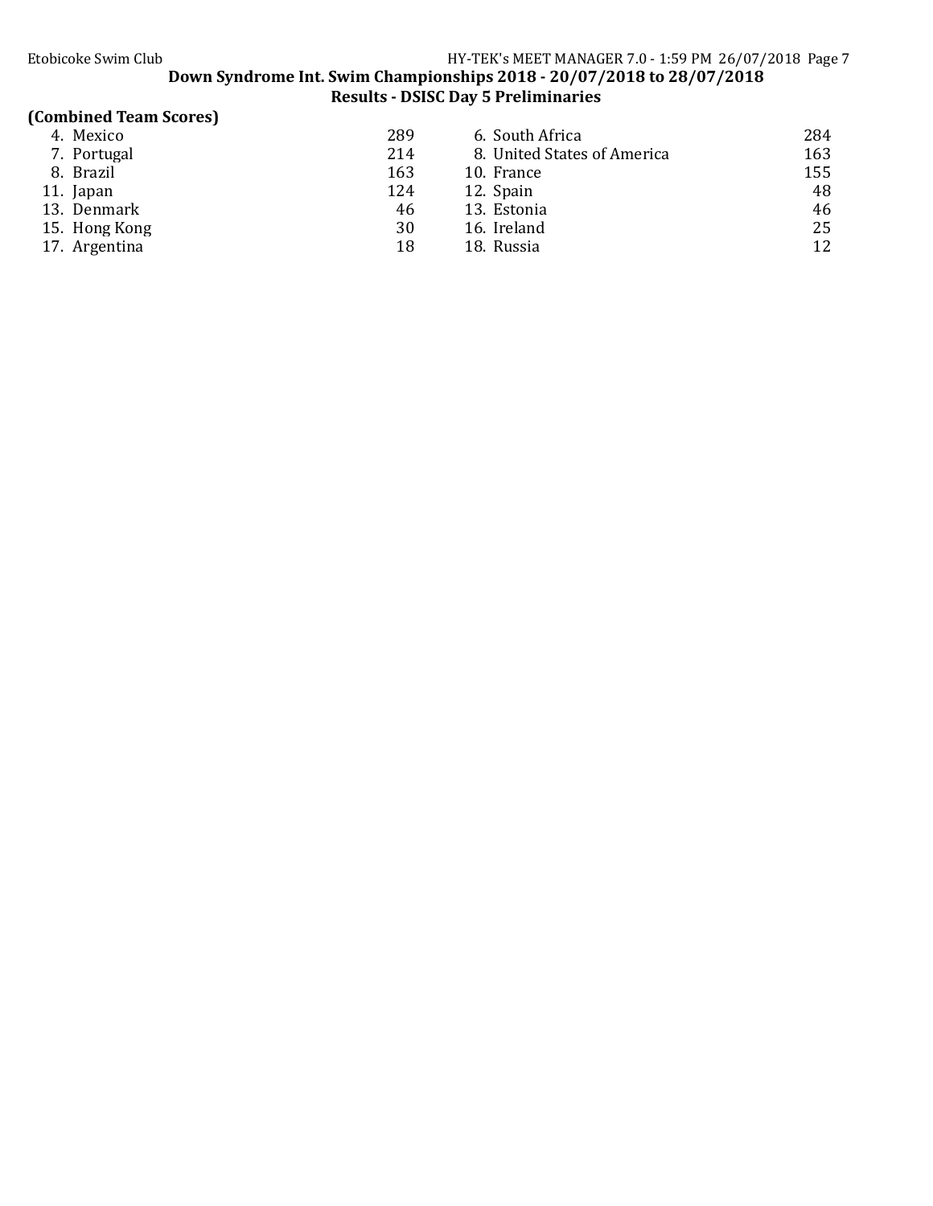## Down Syndrome Int. Swim Championships 2018 - 20/07/2018 to 28/07/2018

### Results - DSISC Day 5 Preliminaries

**(Combined Team Scores)**

| | | | |
|---|---|---|---|
| 4. Mexico | 289 | 6. South Africa | 284 |
| 7. Portugal | 214 | 8. United States of America | 163 |
| 8. Brazil | 163 | 10. France | 155 |
| 11. Japan | 124 | 12. Spain | 48 |
| 13. Denmark | 46 | 13. Estonia | 46 |
| 15. Hong Kong | 30 | 16. Ireland | 25 |
| 17. Argentina | 18 | 18. Russia | 12 |